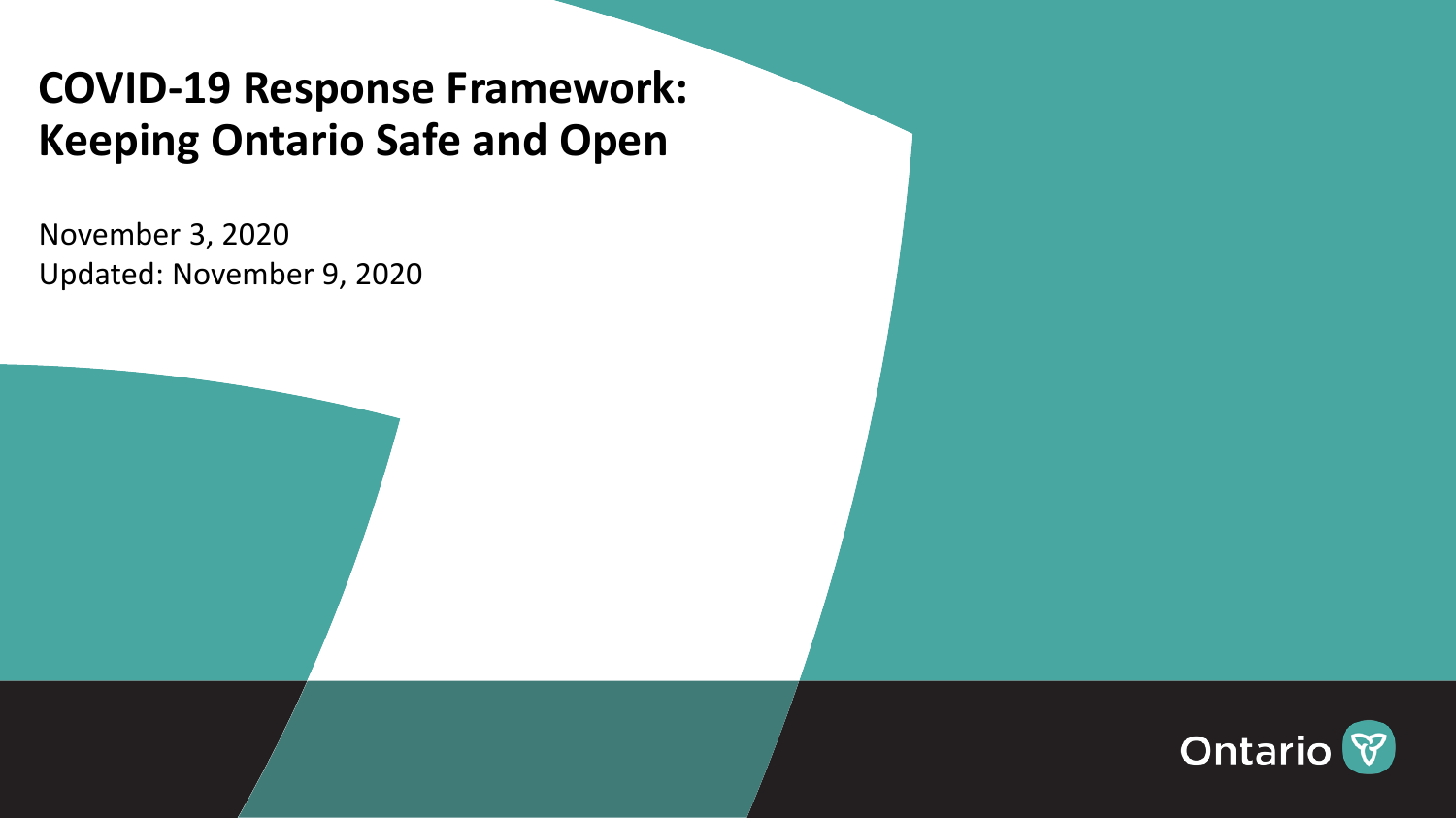# COVID-19 Response Framework: Keeping Ontario Safe and Open

November 3, 2020

Updated: November 9, 2020

Ontario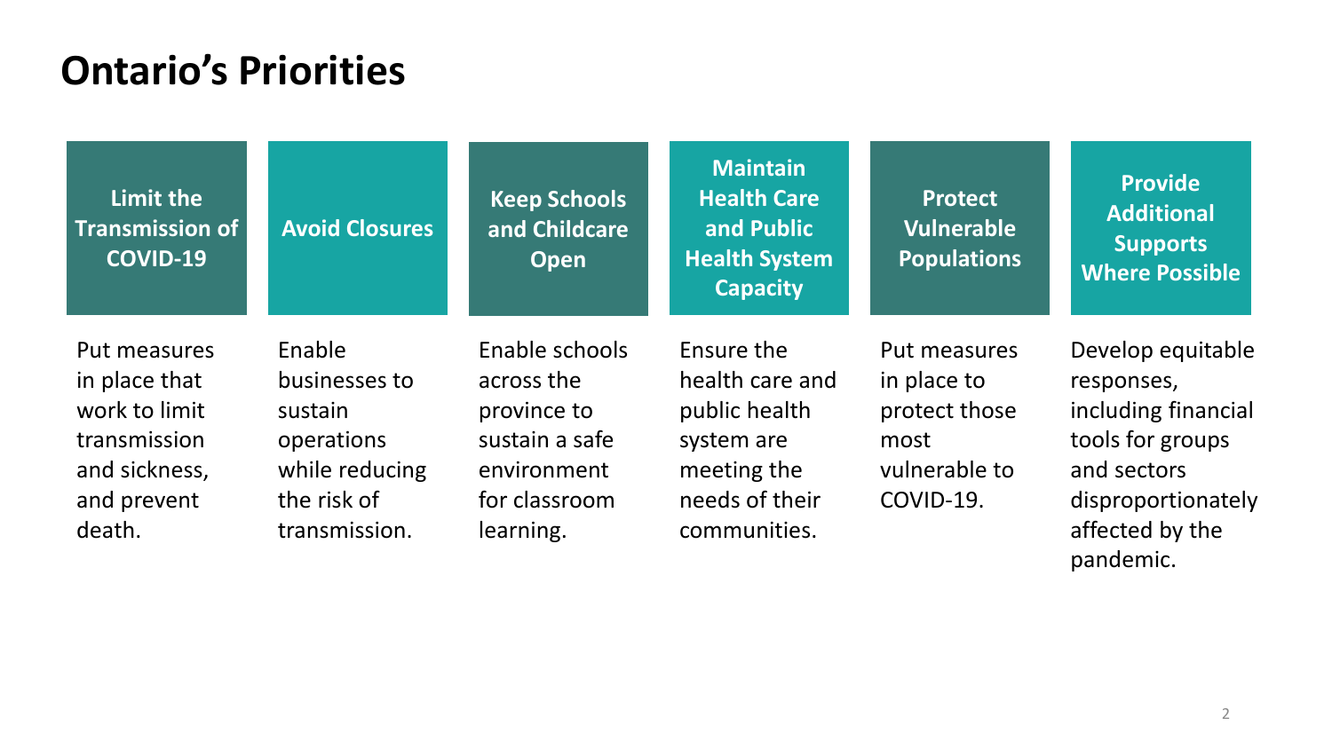# Ontario's Priorities

| Limit the Transmission of COVID-19 | Avoid Closures | Keep Schools and Childcare Open | Maintain Health Care and Public Health System Capacity | Protect Vulnerable Populations | Provide Additional Supports Where Possible |
|---|---|---|---|---|---|
| Put measures in place that work to limit transmission and sickness, and prevent death. | Enable businesses to sustain operations while reducing the risk of transmission. | Enable schools across the province to sustain a safe environment for classroom learning. | Ensure the health care and public health system are meeting the needs of their communities. | Put measures in place to protect those most vulnerable to COVID-19. | Develop equitable responses, including financial tools for groups and sectors disproportionately affected by the pandemic. |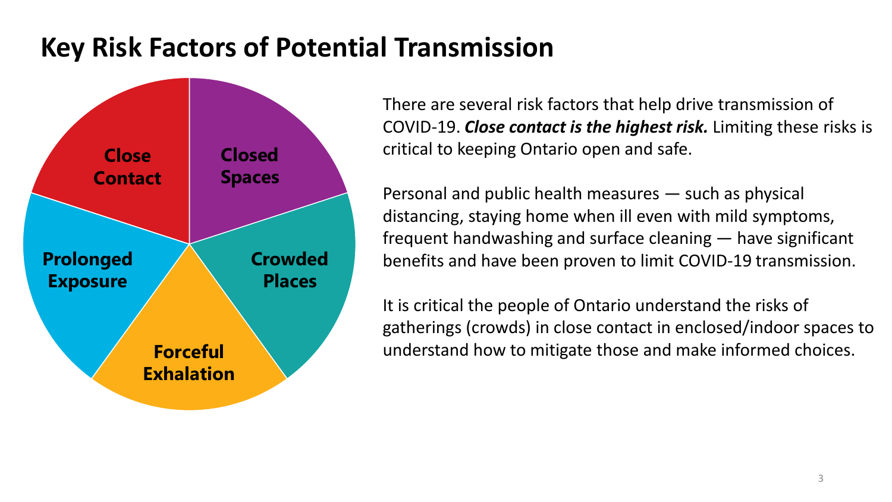# Key Risk Factors of Potential Transmission

- Close Contact
- Closed Spaces
- Crowded Places
- Forceful Exhalation
- Prolonged Exposure

There are several risk factors that help drive transmission of COVID-19. ***Close contact is the highest risk.*** Limiting these risks is critical to keeping Ontario open and safe.

Personal and public health measures — such as physical distancing, staying home when ill even with mild symptoms, frequent handwashing and surface cleaning — have significant benefits and have been proven to limit COVID-19 transmission.

It is critical the people of Ontario understand the risks of gatherings (crowds) in close contact in enclosed/indoor spaces to understand how to mitigate those and make informed choices.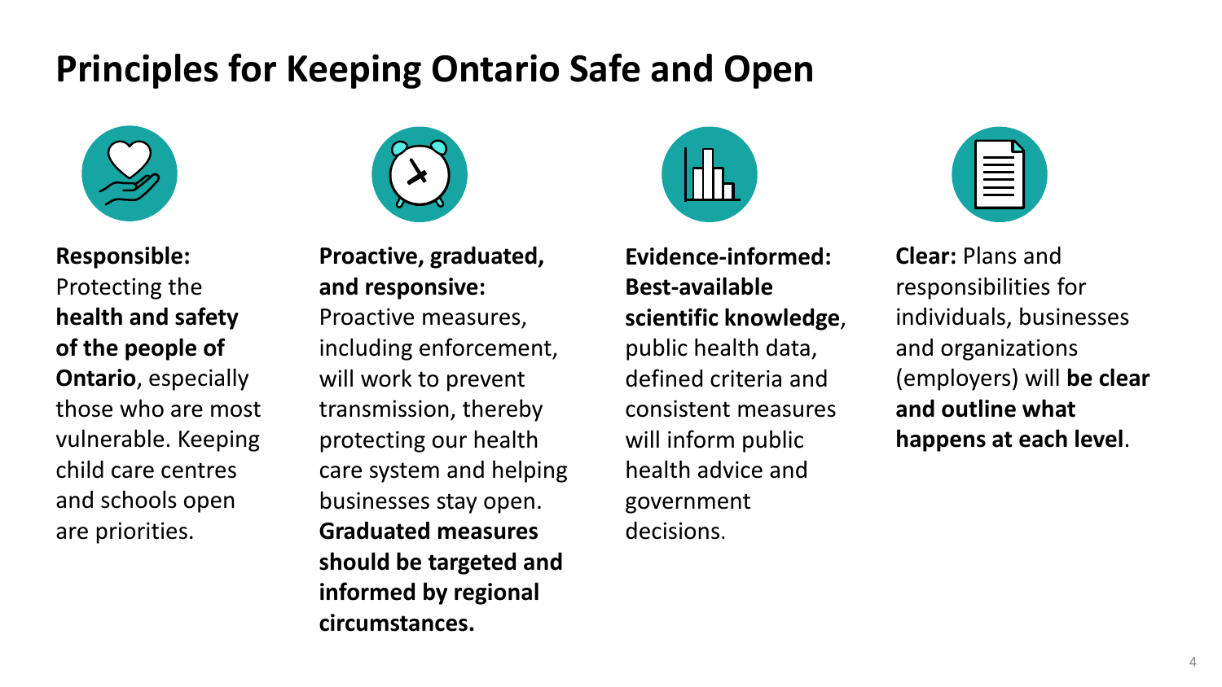# Principles for Keeping Ontario Safe and Open

**Responsible:** Protecting the **health and safety of the people of Ontario**, especially those who are most vulnerable. Keeping child care centres and schools open are priorities.

**Proactive, graduated, and responsive:** Proactive measures, including enforcement, will work to prevent transmission, thereby protecting our health care system and helping businesses stay open. **Graduated measures should be targeted and informed by regional circumstances.**

**Evidence-informed: Best-available scientific knowledge**, public health data, defined criteria and consistent measures will inform public health advice and government decisions.

**Clear:** Plans and responsibilities for individuals, businesses and organizations (employers) will **be clear and outline what happens at each level**.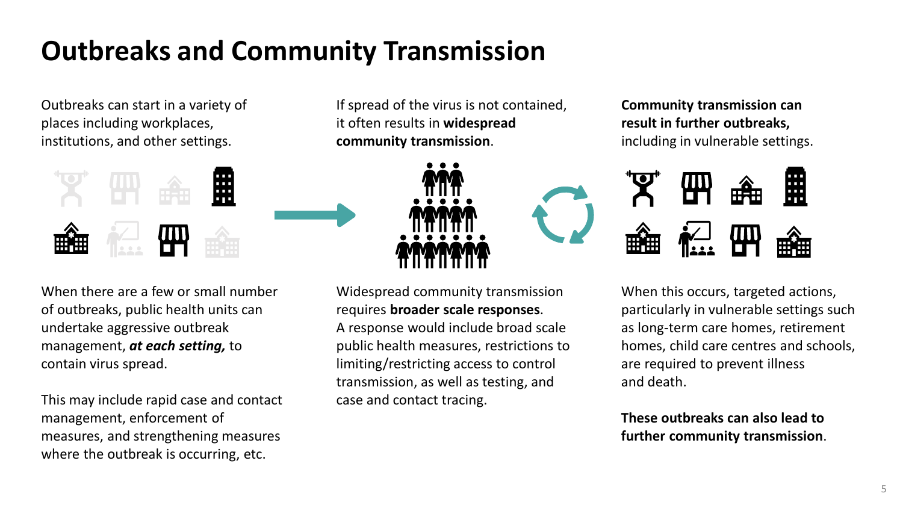# Outbreaks and Community Transmission

Outbreaks can start in a variety of places including workplaces, institutions, and other settings.

When there are a few or small number of outbreaks, public health units can undertake aggressive outbreak management, ***at each setting,*** to contain virus spread.

This may include rapid case and contact management, enforcement of measures, and strengthening measures where the outbreak is occurring, etc.

If spread of the virus is not contained, it often results in **widespread community transmission**.

Widespread community transmission requires **broader scale responses**. A response would include broad scale public health measures, restrictions to limiting/restricting access to control transmission, as well as testing, and case and contact tracing.

**Community transmission can result in further outbreaks,** including in vulnerable settings.

When this occurs, targeted actions, particularly in vulnerable settings such as long-term care homes, retirement homes, child care centres and schools, are required to prevent illness and death.

**These outbreaks can also lead to further community transmission**.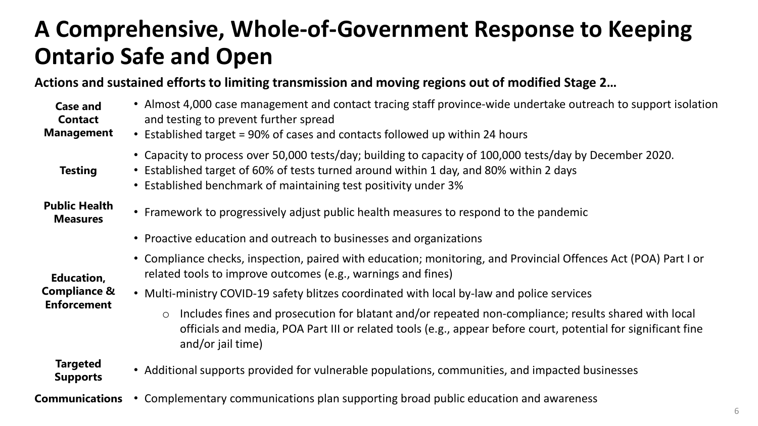# A Comprehensive, Whole-of-Government Response to Keeping Ontario Safe and Open

**Actions and sustained efforts to limiting transmission and moving regions out of modified Stage 2…**

**Case and Contact Management**

- Almost 4,000 case management and contact tracing staff province-wide undertake outreach to support isolation and testing to prevent further spread
- Established target = 90% of cases and contacts followed up within 24 hours

**Testing**

- Capacity to process over 50,000 tests/day; building to capacity of 100,000 tests/day by December 2020.
- Established target of 60% of tests turned around within 1 day, and 80% within 2 days
- Established benchmark of maintaining test positivity under 3%

**Public Health Measures**

- Framework to progressively adjust public health measures to respond to the pandemic

**Education, Compliance & Enforcement**

- Proactive education and outreach to businesses and organizations
- Compliance checks, inspection, paired with education; monitoring, and Provincial Offences Act (POA) Part I or related tools to improve outcomes (e.g., warnings and fines)
- Multi-ministry COVID-19 safety blitzes coordinated with local by-law and police services
    - Includes fines and prosecution for blatant and/or repeated non-compliance; results shared with local officials and media, POA Part III or related tools (e.g., appear before court, potential for significant fine and/or jail time)

**Targeted Supports**

- Additional supports provided for vulnerable populations, communities, and impacted businesses

**Communications**

- Complementary communications plan supporting broad public education and awareness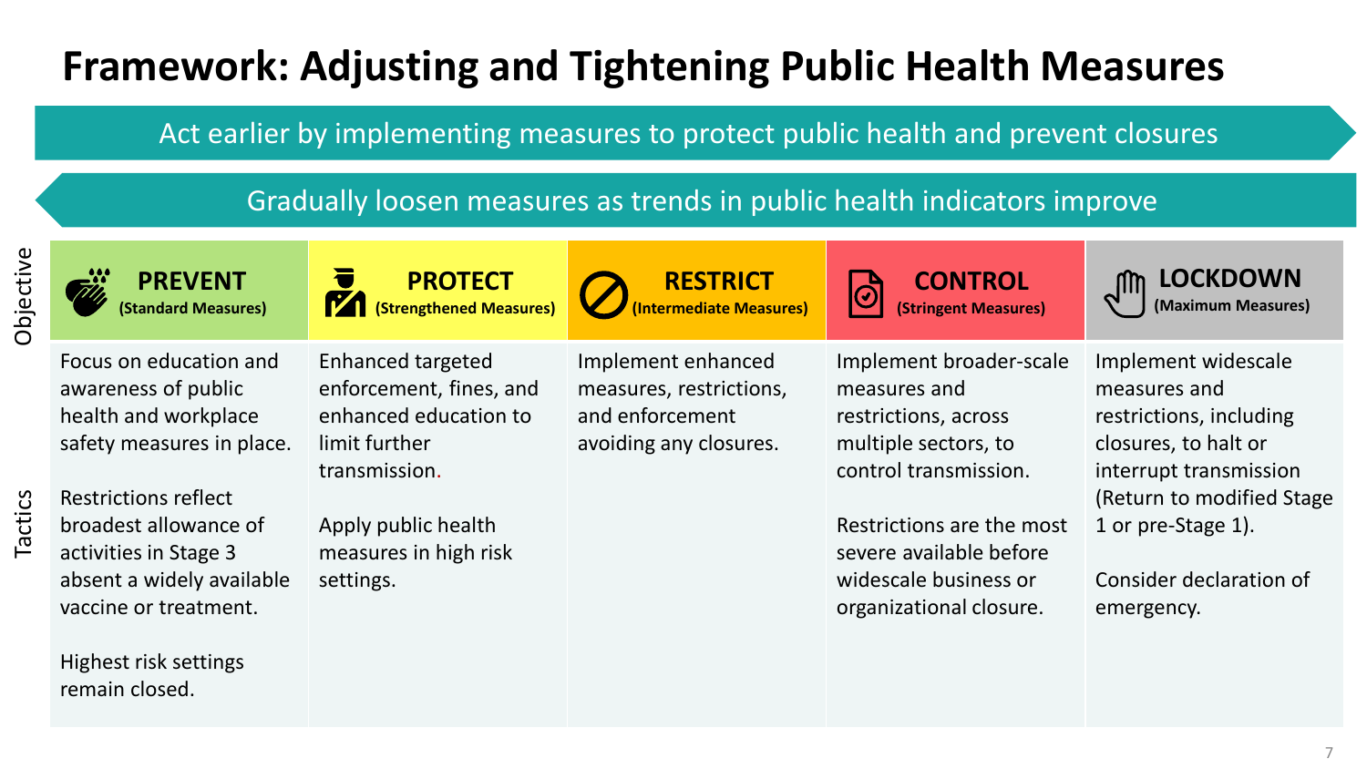# Framework: Adjusting and Tightening Public Health Measures

Act earlier by implementing measures to protect public health and prevent closures

Gradually loosen measures as trends in public health indicators improve

| Objective | PREVENT (Standard Measures) | PROTECT (Strengthened Measures) | RESTRICT (Intermediate Measures) | CONTROL (Stringent Measures) | LOCKDOWN (Maximum Measures) |
|---|---|---|---|---|---|
| Tactics | Focus on education and awareness of public health and workplace safety measures in place.<br><br>Restrictions reflect broadest allowance of activities in Stage 3 absent a widely available vaccine or treatment.<br><br>Highest risk settings remain closed. | Enhanced targeted enforcement, fines, and enhanced education to limit further transmission.<br><br>Apply public health measures in high risk settings. | Implement enhanced measures, restrictions, and enforcement avoiding any closures. | Implement broader-scale measures and restrictions, across multiple sectors, to control transmission.<br><br>Restrictions are the most severe available before widescale business or organizational closure. | Implement widescale measures and restrictions, including closures, to halt or interrupt transmission (Return to modified Stage 1 or pre-Stage 1).<br><br>Consider declaration of emergency. |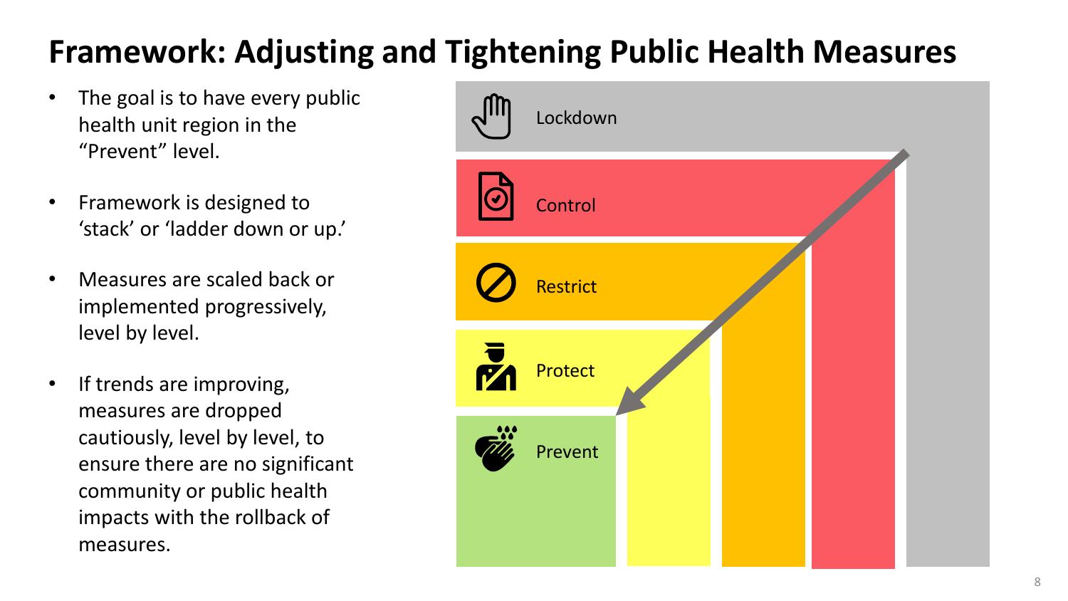# Framework: Adjusting and Tightening Public Health Measures

- The goal is to have every public health unit region in the "Prevent" level.
- Framework is designed to 'stack' or 'ladder down or up.'
- Measures are scaled back or implemented progressively, level by level.
- If trends are improving, measures are dropped cautiously, level by level, to ensure there are no significant community or public health impacts with the rollback of measures.

Lockdown

Control

Restrict

Protect

Prevent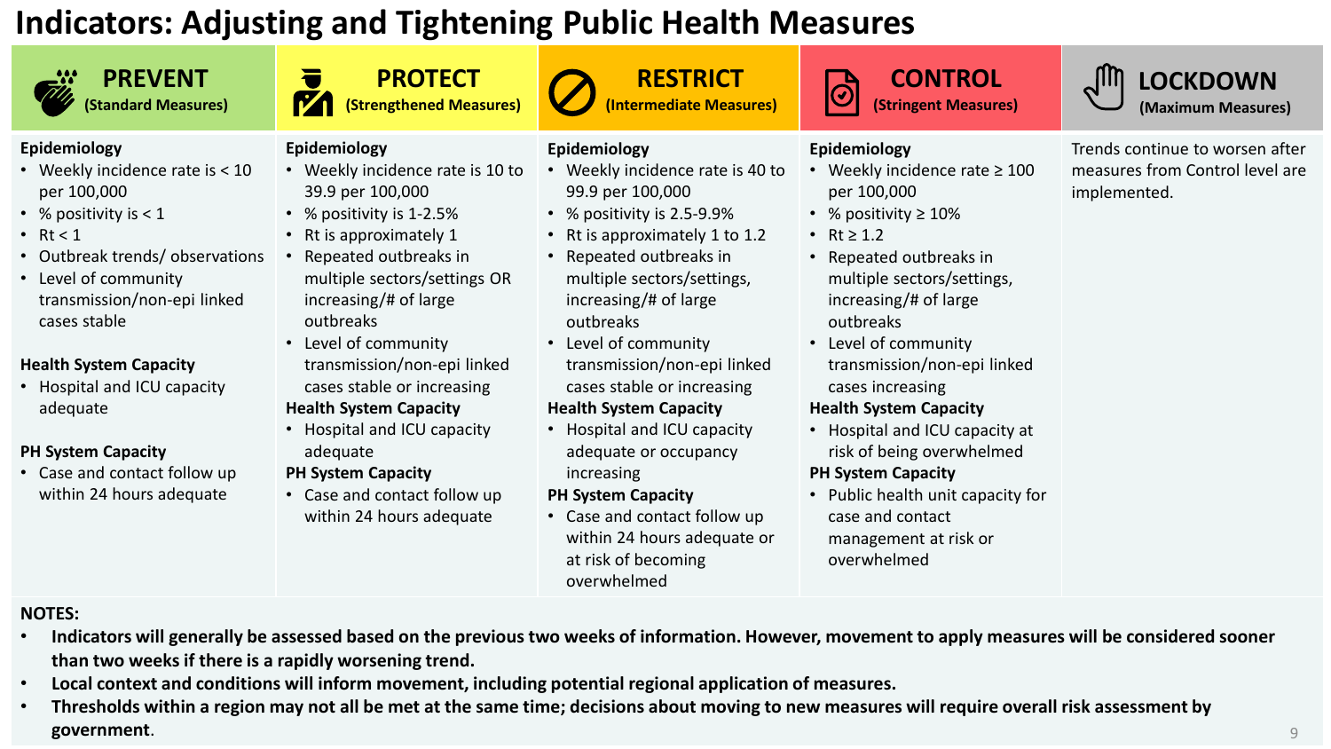# Indicators: Adjusting and Tightening Public Health Measures

| PREVENT (Standard Measures) | PROTECT (Strengthened Measures) | RESTRICT (Intermediate Measures) | CONTROL (Stringent Measures) | LOCKDOWN (Maximum Measures) |
|---|---|---|---|---|
| **Epidemiology**<br>• Weekly incidence rate is < 10 per 100,000<br>• % positivity is < 1<br>• Rt < 1<br>• Outbreak trends/ observations<br>• Level of community transmission/non-epi linked cases stable<br><br>**Health System Capacity**<br>• Hospital and ICU capacity adequate<br><br>**PH System Capacity**<br>• Case and contact follow up within 24 hours adequate | **Epidemiology**<br>• Weekly incidence rate is 10 to 39.9 per 100,000<br>• % positivity is 1-2.5%<br>• Rt is approximately 1<br>• Repeated outbreaks in multiple sectors/settings OR increasing/# of large outbreaks<br>• Level of community transmission/non-epi linked cases stable or increasing<br>**Health System Capacity**<br>• Hospital and ICU capacity adequate<br>**PH System Capacity**<br>• Case and contact follow up within 24 hours adequate | **Epidemiology**<br>• Weekly incidence rate is 40 to 99.9 per 100,000<br>• % positivity is 2.5-9.9%<br>• Rt is approximately 1 to 1.2<br>• Repeated outbreaks in multiple sectors/settings, increasing/# of large outbreaks<br>• Level of community transmission/non-epi linked cases stable or increasing<br>**Health System Capacity**<br>• Hospital and ICU capacity adequate or occupancy increasing<br>**PH System Capacity**<br>• Case and contact follow up within 24 hours adequate or at risk of becoming overwhelmed | **Epidemiology**<br>• Weekly incidence rate ≥ 100 per 100,000<br>• % positivity ≥ 10%<br>• Rt ≥ 1.2<br>• Repeated outbreaks in multiple sectors/settings, increasing/# of large outbreaks<br>• Level of community transmission/non-epi linked cases increasing<br>**Health System Capacity**<br>• Hospital and ICU capacity at risk of being overwhelmed<br>**PH System Capacity**<br>• Public health unit capacity for case and contact management at risk or overwhelmed | Trends continue to worsen after measures from Control level are implemented. |

**NOTES:**

- **Indicators will generally be assessed based on the previous two weeks of information. However, movement to apply measures will be considered sooner than two weeks if there is a rapidly worsening trend.**
- **Local context and conditions will inform movement, including potential regional application of measures.**
- **Thresholds within a region may not all be met at the same time; decisions about moving to new measures will require overall risk assessment by government**.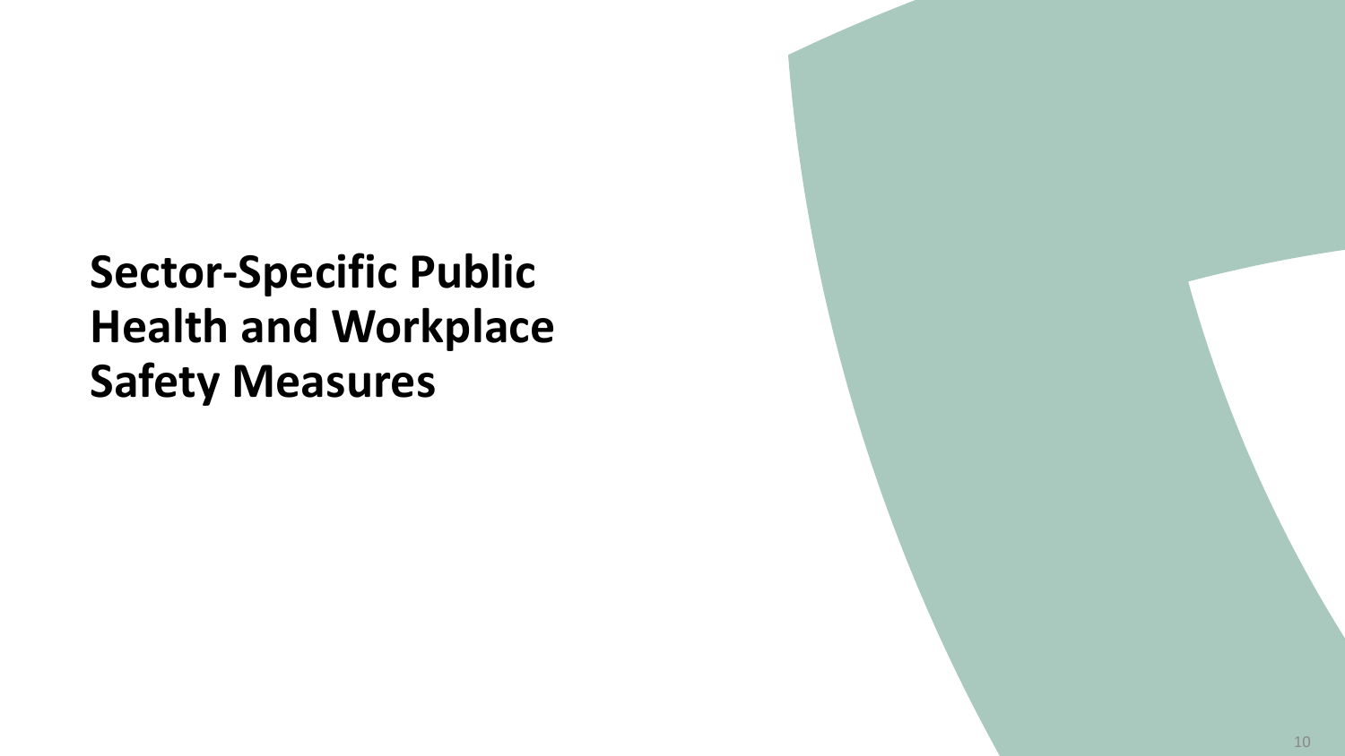# Sector-Specific Public Health and Workplace Safety Measures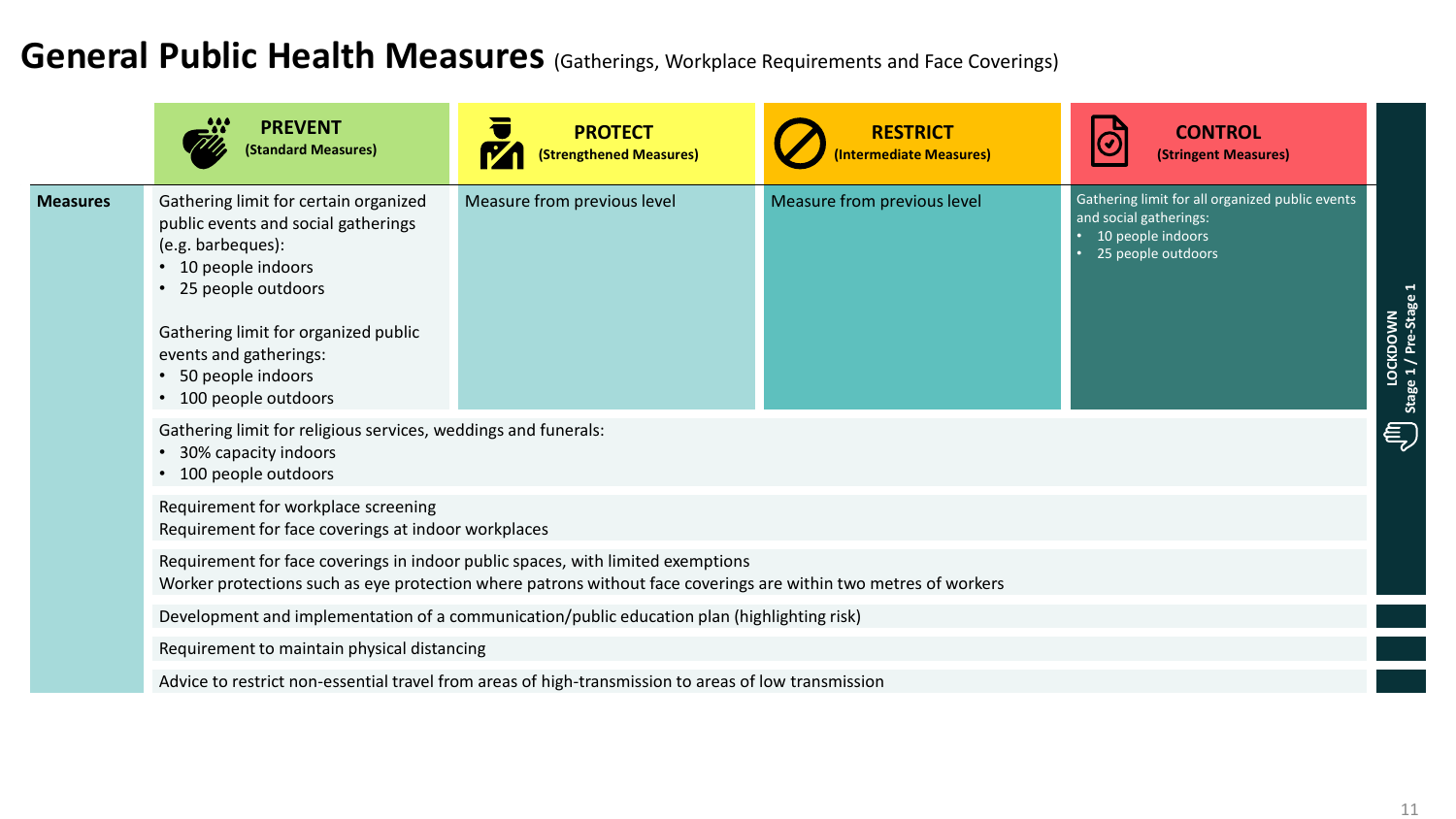# General Public Health Measures (Gatherings, Workplace Requirements and Face Coverings)

| | PREVENT (Standard Measures) | PROTECT (Strengthened Measures) | RESTRICT (Intermediate Measures) | CONTROL (Stringent Measures) | LOCKDOWN Stage 1 / Pre-Stage 1 |
|---|---|---|---|---|---|
| **Measures** | Gathering limit for certain organized public events and social gatherings (e.g. barbeques):<br>• 10 people indoors<br>• 25 people outdoors<br><br>Gathering limit for organized public events and gatherings:<br>• 50 people indoors<br>• 100 people outdoors | Measure from previous level | Measure from previous level | Gathering limit for all organized public events and social gatherings:<br>• 10 people indoors<br>• 25 people outdoors | |
| | Gathering limit for religious services, weddings and funerals:<br>• 30% capacity indoors<br>• 100 people outdoors | | | | |
| | Requirement for workplace screening<br>Requirement for face coverings at indoor workplaces | | | | |
| | Requirement for face coverings in indoor public spaces, with limited exemptions<br>Worker protections such as eye protection where patrons without face coverings are within two metres of workers | | | | |
| | Development and implementation of a communication/public education plan (highlighting risk) | | | | |
| | Requirement to maintain physical distancing | | | | |
| | Advice to restrict non-essential travel from areas of high-transmission to areas of low transmission | | | | |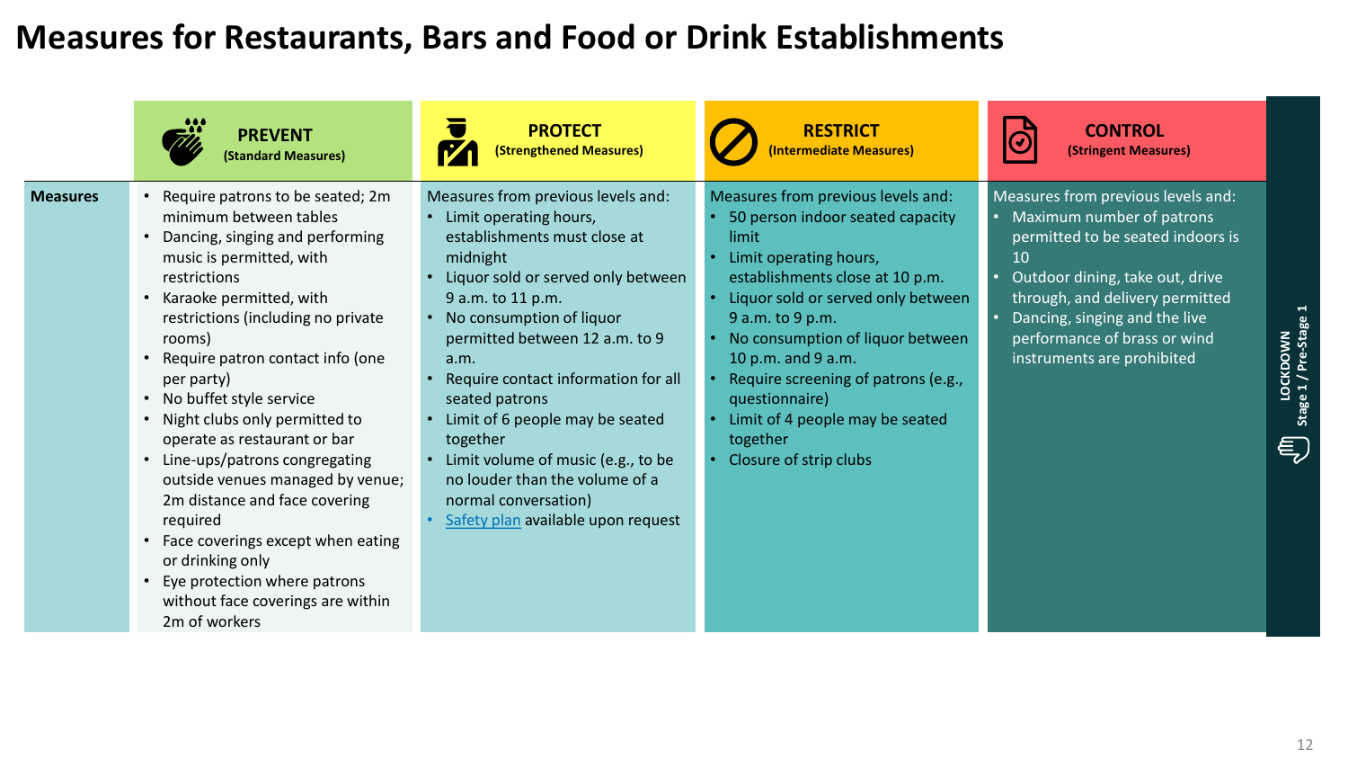# Measures for Restaurants, Bars and Food or Drink Establishments

| | PREVENT (Standard Measures) | PROTECT (Strengthened Measures) | RESTRICT (Intermediate Measures) | CONTROL (Stringent Measures) | LOCKDOWN Stage 1 / Pre-Stage 1 |
|---|---|---|---|---|---|
| **Measures** | • Require patrons to be seated; 2m minimum between tables<br>• Dancing, singing and performing music is permitted, with restrictions<br>• Karaoke permitted, with restrictions (including no private rooms)<br>• Require patron contact info (one per party)<br>• No buffet style service<br>• Night clubs only permitted to operate as restaurant or bar<br>• Line-ups/patrons congregating outside venues managed by venue; 2m distance and face covering required<br>• Face coverings except when eating or drinking only<br>• Eye protection where patrons without face coverings are within 2m of workers | Measures from previous levels and:<br>• Limit operating hours, establishments must close at midnight<br>• Liquor sold or served only between 9 a.m. to 11 p.m.<br>• No consumption of liquor permitted between 12 a.m. to 9 a.m.<br>• Require contact information for all seated patrons<br>• Limit of 6 people may be seated together<br>• Limit volume of music (e.g., to be no louder than the volume of a normal conversation)<br>• Safety plan available upon request | Measures from previous levels and:<br>• 50 person indoor seated capacity limit<br>• Limit operating hours, establishments close at 10 p.m.<br>• Liquor sold or served only between 9 a.m. to 9 p.m.<br>• No consumption of liquor between 10 p.m. and 9 a.m.<br>• Require screening of patrons (e.g., questionnaire)<br>• Limit of 4 people may be seated together<br>• Closure of strip clubs | Measures from previous levels and:<br>• Maximum number of patrons permitted to be seated indoors is 10<br>• Outdoor dining, take out, drive through, and delivery permitted<br>• Dancing, singing and the live performance of brass or wind instruments are prohibited | |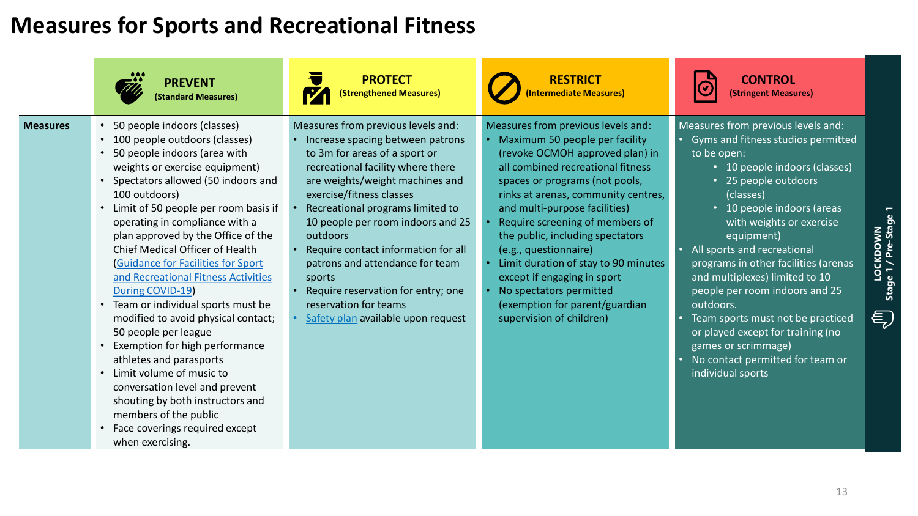# Measures for Sports and Recreational Fitness

| | PREVENT (Standard Measures) | PROTECT (Strengthened Measures) | RESTRICT (Intermediate Measures) | CONTROL (Stringent Measures) | LOCKDOWN Stage 1 / Pre-Stage 1 |
|---|---|---|---|---|---|
| **Measures** | • 50 people indoors (classes)<br>• 100 people outdoors (classes)<br>• 50 people indoors (area with weights or exercise equipment)<br>• Spectators allowed (50 indoors and 100 outdoors)<br>• Limit of 50 people per room basis if operating in compliance with a plan approved by the Office of the Chief Medical Officer of Health (Guidance for Facilities for Sport and Recreational Fitness Activities During COVID-19)<br>• Team or individual sports must be modified to avoid physical contact; 50 people per league<br>• Exemption for high performance athletes and parasports<br>• Limit volume of music to conversation level and prevent shouting by both instructors and members of the public<br>• Face coverings required except when exercising. | Measures from previous levels and:<br>• Increase spacing between patrons to 3m for areas of a sport or recreational facility where there are weights/weight machines and exercise/fitness classes<br>• Recreational programs limited to 10 people per room indoors and 25 outdoors<br>• Require contact information for all patrons and attendance for team sports<br>• Require reservation for entry; one reservation for teams<br>• Safety plan available upon request | Measures from previous levels and:<br>• Maximum 50 people per facility (revoke OCMOH approved plan) in all combined recreational fitness spaces or programs (not pools, rinks at arenas, community centres, and multi-purpose facilities)<br>• Require screening of members of the public, including spectators (e.g., questionnaire)<br>• Limit duration of stay to 90 minutes except if engaging in sport<br>• No spectators permitted (exemption for parent/guardian supervision of children) | Measures from previous levels and:<br>• Gyms and fitness studios permitted to be open:<br>&nbsp;&nbsp;• 10 people indoors (classes)<br>&nbsp;&nbsp;• 25 people outdoors (classes)<br>&nbsp;&nbsp;• 10 people indoors (areas with weights or exercise equipment)<br>• All sports and recreational programs in other facilities (arenas and multiplexes) limited to 10 people per room indoors and 25 outdoors.<br>• Team sports must not be practiced or played except for training (no games or scrimmage)<br>• No contact permitted for team or individual sports | |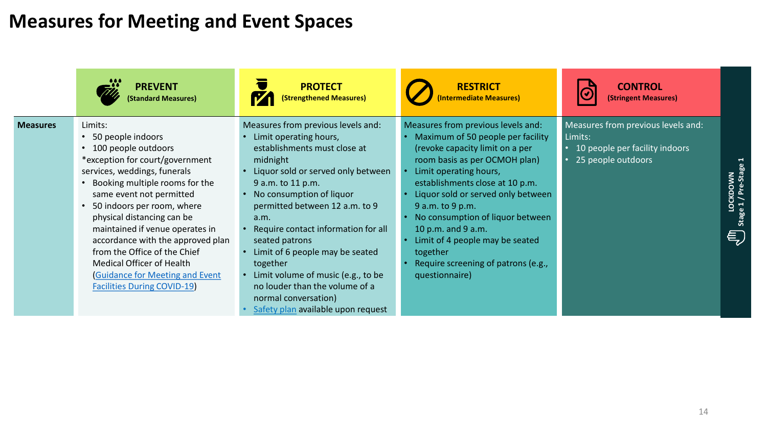# Measures for Meeting and Event Spaces

| | PREVENT (Standard Measures) | PROTECT (Strengthened Measures) | RESTRICT (Intermediate Measures) | CONTROL (Stringent Measures) | LOCKDOWN Stage 1 / Pre-Stage 1 |
|---|---|---|---|---|---|
| **Measures** | Limits:<br>• 50 people indoors<br>• 100 people outdoors<br>*exception for court/government services, weddings, funerals<br>• Booking multiple rooms for the same event not permitted<br>• 50 indoors per room, where physical distancing can be maintained if venue operates in accordance with the approved plan from the Office of the Chief Medical Officer of Health ([Guidance for Meeting and Event Facilities During COVID-19]) | Measures from previous levels and:<br>• Limit operating hours, establishments must close at midnight<br>• Liquor sold or served only between 9 a.m. to 11 p.m.<br>• No consumption of liquor permitted between 12 a.m. to 9 a.m.<br>• Require contact information for all seated patrons<br>• Limit of 6 people may be seated together<br>• Limit volume of music (e.g., to be no louder than the volume of a normal conversation)<br>• [Safety plan] available upon request | Measures from previous levels and:<br>• Maximum of 50 people per facility (revoke capacity limit on a per room basis as per OCMOH plan)<br>• Limit operating hours, establishments close at 10 p.m.<br>• Liquor sold or served only between 9 a.m. to 9 p.m.<br>• No consumption of liquor between 10 p.m. and 9 a.m.<br>• Limit of 4 people may be seated together<br>• Require screening of patrons (e.g., questionnaire) | Measures from previous levels and:<br>Limits:<br>• 10 people per facility indoors<br>• 25 people outdoors | |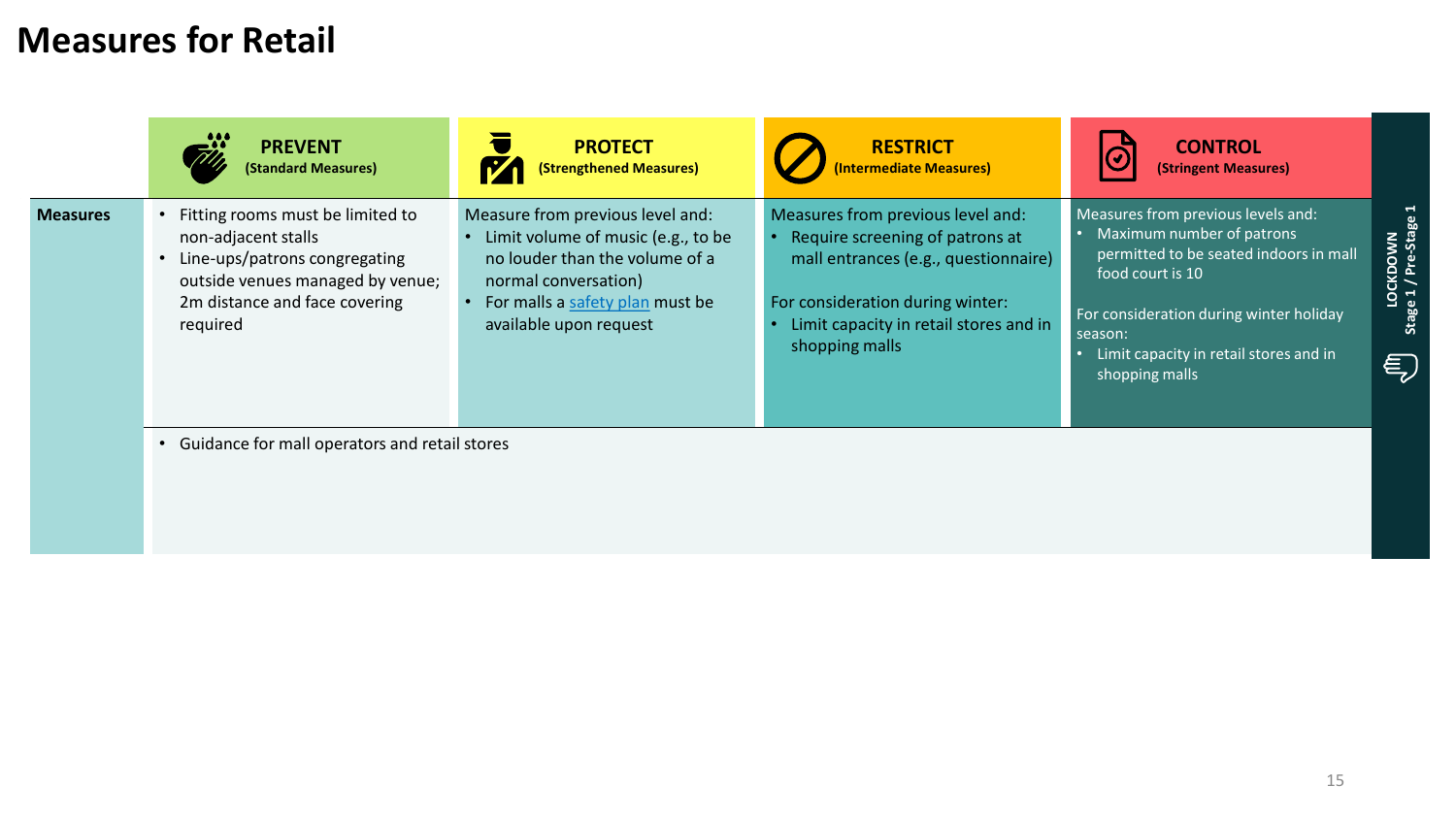# Measures for Retail

| | PREVENT (Standard Measures) | PROTECT (Strengthened Measures) | RESTRICT (Intermediate Measures) | CONTROL (Stringent Measures) |
|---|---|---|---|---|
| **Measures** | • Fitting rooms must be limited to non-adjacent stalls<br>• Line-ups/patrons congregating outside venues managed by venue; 2m distance and face covering required | Measure from previous level and:<br>• Limit volume of music (e.g., to be no louder than the volume of a normal conversation)<br>• For malls a safety plan must be available upon request | Measures from previous level and:<br>• Require screening of patrons at mall entrances (e.g., questionnaire)<br><br>For consideration during winter:<br>• Limit capacity in retail stores and in shopping malls | Measures from previous levels and:<br>• Maximum number of patrons permitted to be seated indoors in mall food court is 10<br><br>For consideration during winter holiday season:<br>• Limit capacity in retail stores and in shopping malls |
| | • Guidance for mall operators and retail stores | | | |

**LOCKDOWN**
Stage 1 / Pre-Stage 1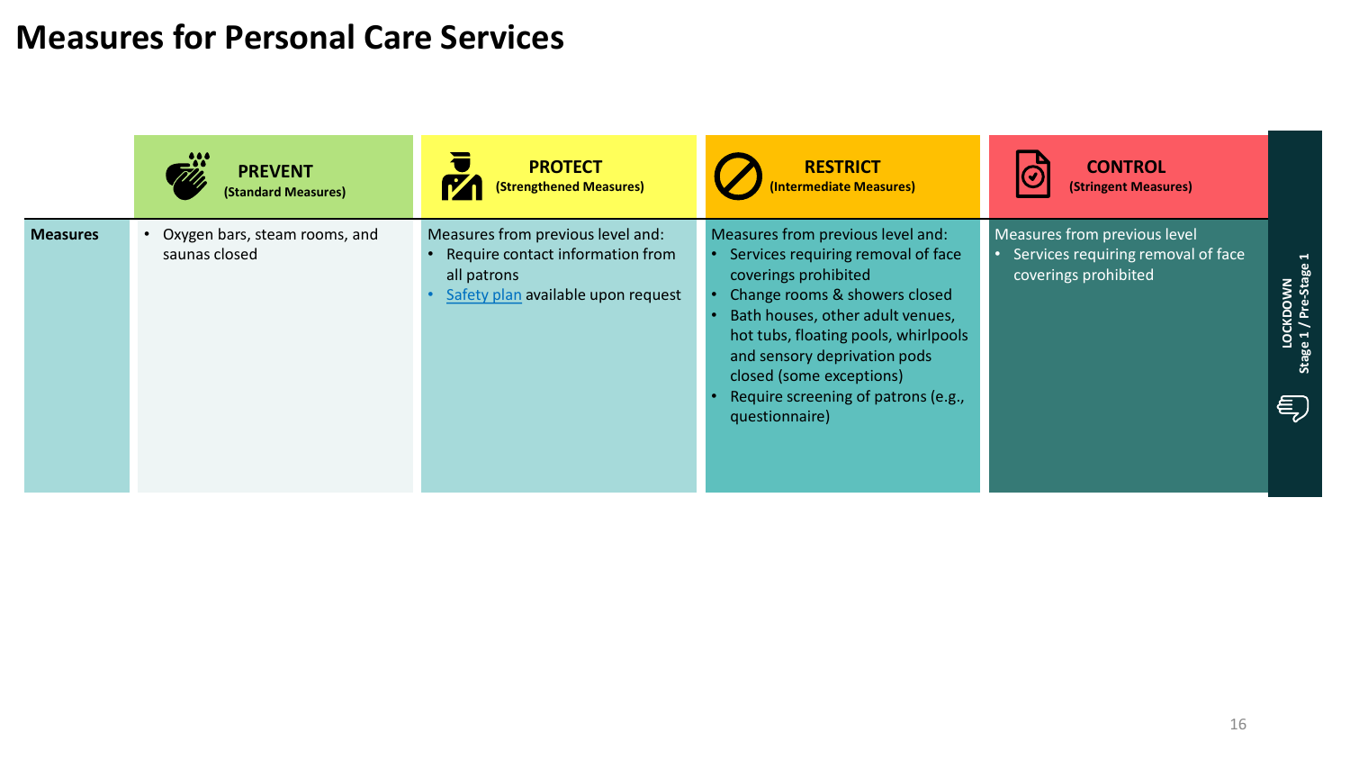# Measures for Personal Care Services

| | PREVENT (Standard Measures) | PROTECT (Strengthened Measures) | RESTRICT (Intermediate Measures) | CONTROL (Stringent Measures) | LOCKDOWN Stage 1 / Pre-Stage 1 |
|---|---|---|---|---|---|
| **Measures** | • Oxygen bars, steam rooms, and saunas closed | Measures from previous level and:<br>• Require contact information from all patrons<br>• Safety plan available upon request | Measures from previous level and:<br>• Services requiring removal of face coverings prohibited<br>• Change rooms & showers closed<br>• Bath houses, other adult venues, hot tubs, floating pools, whirlpools and sensory deprivation pods closed (some exceptions)<br>• Require screening of patrons (e.g., questionnaire) | Measures from previous level<br>• Services requiring removal of face coverings prohibited | |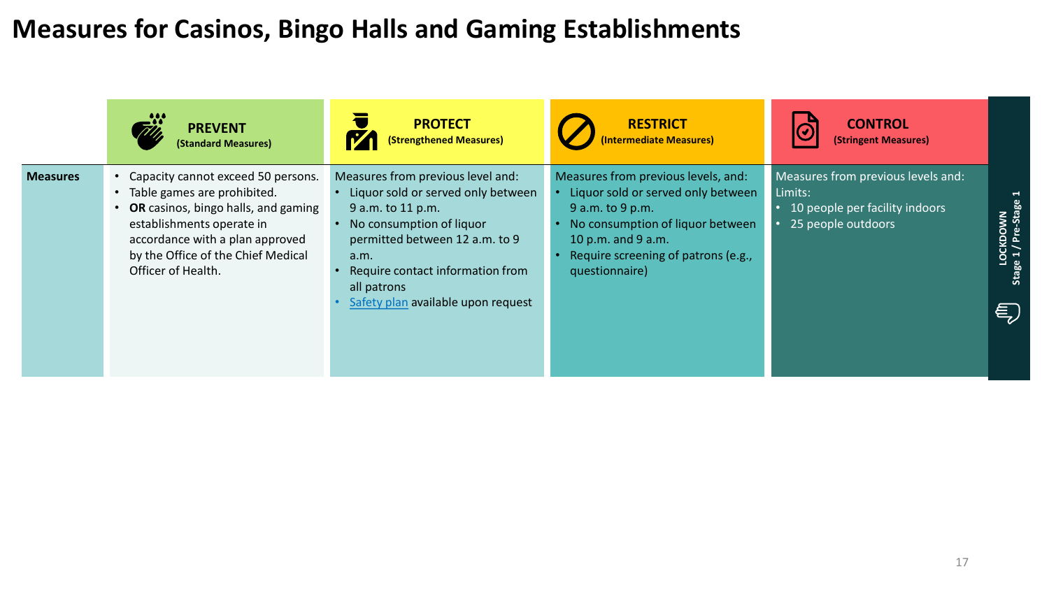# Measures for Casinos, Bingo Halls and Gaming Establishments

| | PREVENT (Standard Measures) | PROTECT (Strengthened Measures) | RESTRICT (Intermediate Measures) | CONTROL (Stringent Measures) | LOCKDOWN Stage 1 / Pre-Stage 1 |
|---|---|---|---|---|---|
| **Measures** | • Capacity cannot exceed 50 persons.<br>• Table games are prohibited.<br>• **OR** casinos, bingo halls, and gaming establishments operate in accordance with a plan approved by the Office of the Chief Medical Officer of Health. | Measures from previous level and:<br>• Liquor sold or served only between 9 a.m. to 11 p.m.<br>• No consumption of liquor permitted between 12 a.m. to 9 a.m.<br>• Require contact information from all patrons<br>• Safety plan available upon request | Measures from previous levels, and:<br>• Liquor sold or served only between 9 a.m. to 9 p.m.<br>• No consumption of liquor between 10 p.m. and 9 a.m.<br>• Require screening of patrons (e.g., questionnaire) | Measures from previous levels and:<br>Limits:<br>• 10 people per facility indoors<br>• 25 people outdoors | |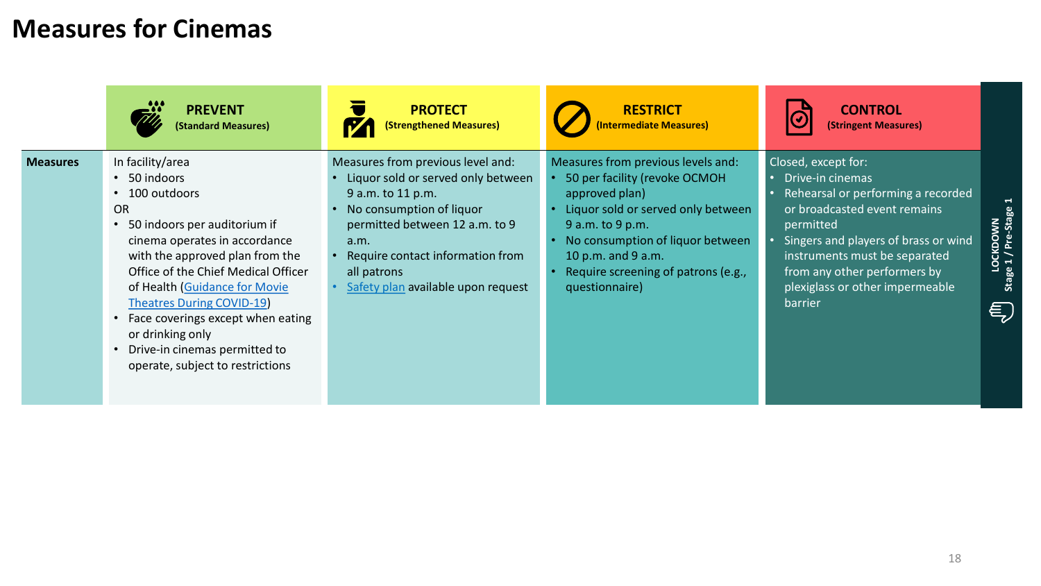# Measures for Cinemas

| | PREVENT (Standard Measures) | PROTECT (Strengthened Measures) | RESTRICT (Intermediate Measures) | CONTROL (Stringent Measures) | LOCKDOWN Stage 1 / Pre-Stage 1 |
|---|---|---|---|---|---|
| **Measures** | In facility/area<br>• 50 indoors<br>• 100 outdoors<br>OR<br>• 50 indoors per auditorium if cinema operates in accordance with the approved plan from the Office of the Chief Medical Officer of Health (Guidance for Movie Theatres During COVID-19)<br>• Face coverings except when eating or drinking only<br>• Drive-in cinemas permitted to operate, subject to restrictions | Measures from previous level and:<br>• Liquor sold or served only between 9 a.m. to 11 p.m.<br>• No consumption of liquor permitted between 12 a.m. to 9 a.m.<br>• Require contact information from all patrons<br>• Safety plan available upon request | Measures from previous levels and:<br>• 50 per facility (revoke OCMOH approved plan)<br>• Liquor sold or served only between 9 a.m. to 9 p.m.<br>• No consumption of liquor between 10 p.m. and 9 a.m.<br>• Require screening of patrons (e.g., questionnaire) | Closed, except for:<br>• Drive-in cinemas<br>• Rehearsal or performing a recorded or broadcasted event remains permitted<br>• Singers and players of brass or wind instruments must be separated from any other performers by plexiglass or other impermeable barrier | |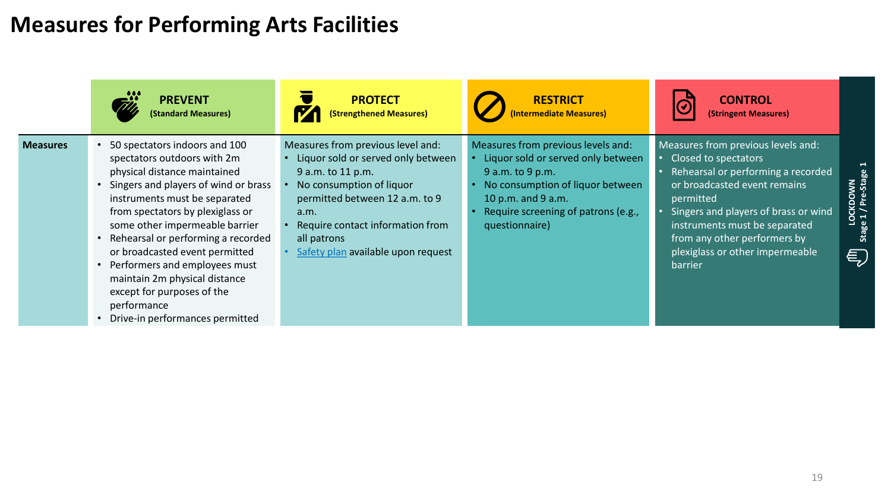# Measures for Performing Arts Facilities

| | PREVENT (Standard Measures) | PROTECT (Strengthened Measures) | RESTRICT (Intermediate Measures) | CONTROL (Stringent Measures) | LOCKDOWN Stage 1 / Pre-Stage 1 |
|---|---|---|---|---|---|
| **Measures** | • 50 spectators indoors and 100 spectators outdoors with 2m physical distance maintained<br>• Singers and players of wind or brass instruments must be separated from spectators by plexiglass or some other impermeable barrier<br>• Rehearsal or performing a recorded or broadcasted event permitted<br>• Performers and employees must maintain 2m physical distance except for purposes of the performance<br>• Drive-in performances permitted | Measures from previous level and:<br>• Liquor sold or served only between 9 a.m. to 11 p.m.<br>• No consumption of liquor permitted between 12 a.m. to 9 a.m.<br>• Require contact information from all patrons<br>• Safety plan available upon request | Measures from previous levels and:<br>• Liquor sold or served only between 9 a.m. to 9 p.m.<br>• No consumption of liquor between 10 p.m. and 9 a.m.<br>• Require screening of patrons (e.g., questionnaire) | Measures from previous levels and:<br>• Closed to spectators<br>• Rehearsal or performing a recorded or broadcasted event remains permitted<br>• Singers and players of brass or wind instruments must be separated from any other performers by plexiglass or other impermeable barrier | |